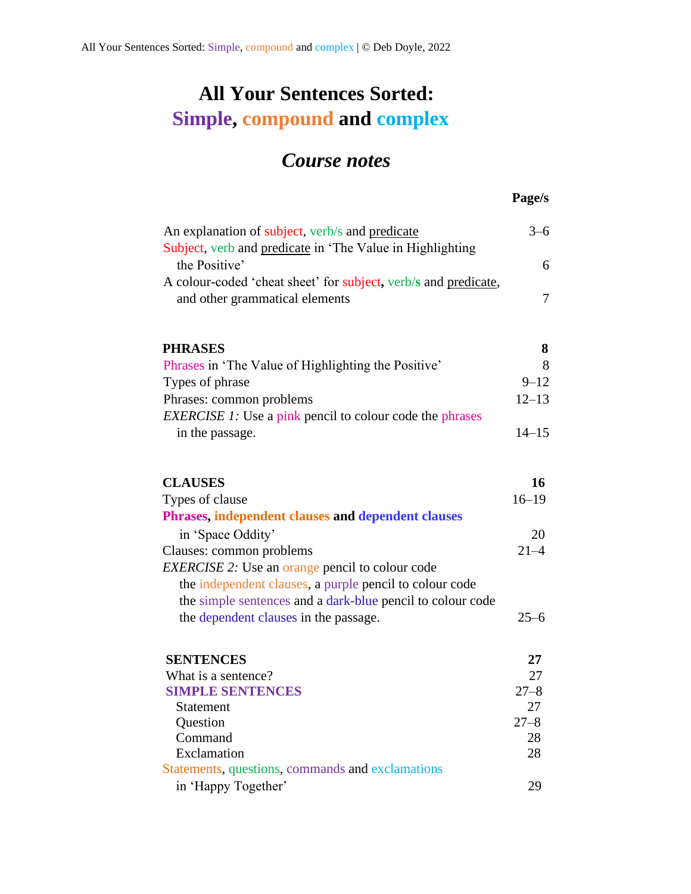# All Your Sentences Sorted: Simple, compound and complex

## *Course notes*

| | Page/s |
|---|---|
| An explanation of subject, verb/s and predicate | 3–6 |
| Subject, verb and predicate in 'The Value in Highlighting the Positive' | 6 |
| A colour-coded 'cheat sheet' for subject, verb/s and predicate, and other grammatical elements | 7 |
| **PHRASES** | **8** |
| Phrases in 'The Value of Highlighting the Positive' | 8 |
| Types of phrase | 9–12 |
| Phrases: common problems | 12–13 |
| *EXERCISE 1:* Use a pink pencil to colour code the phrases in the passage. | 14–15 |
| **CLAUSES** | **16** |
| Types of clause | 16–19 |
| **Phrases, independent clauses and dependent clauses** in 'Space Oddity' | 20 |
| Clauses: common problems | 21–4 |
| *EXERCISE 2:* Use an orange pencil to colour code the independent clauses, a purple pencil to colour code the simple sentences and a dark-blue pencil to colour code the dependent clauses in the passage. | 25–6 |
| **SENTENCES** | **27** |
| What is a sentence? | 27 |
| **SIMPLE SENTENCES** | 27–8 |
| Statement | 27 |
| Question | 27–8 |
| Command | 28 |
| Exclamation | 28 |
| Statements, questions, commands and exclamations in 'Happy Together' | 29 |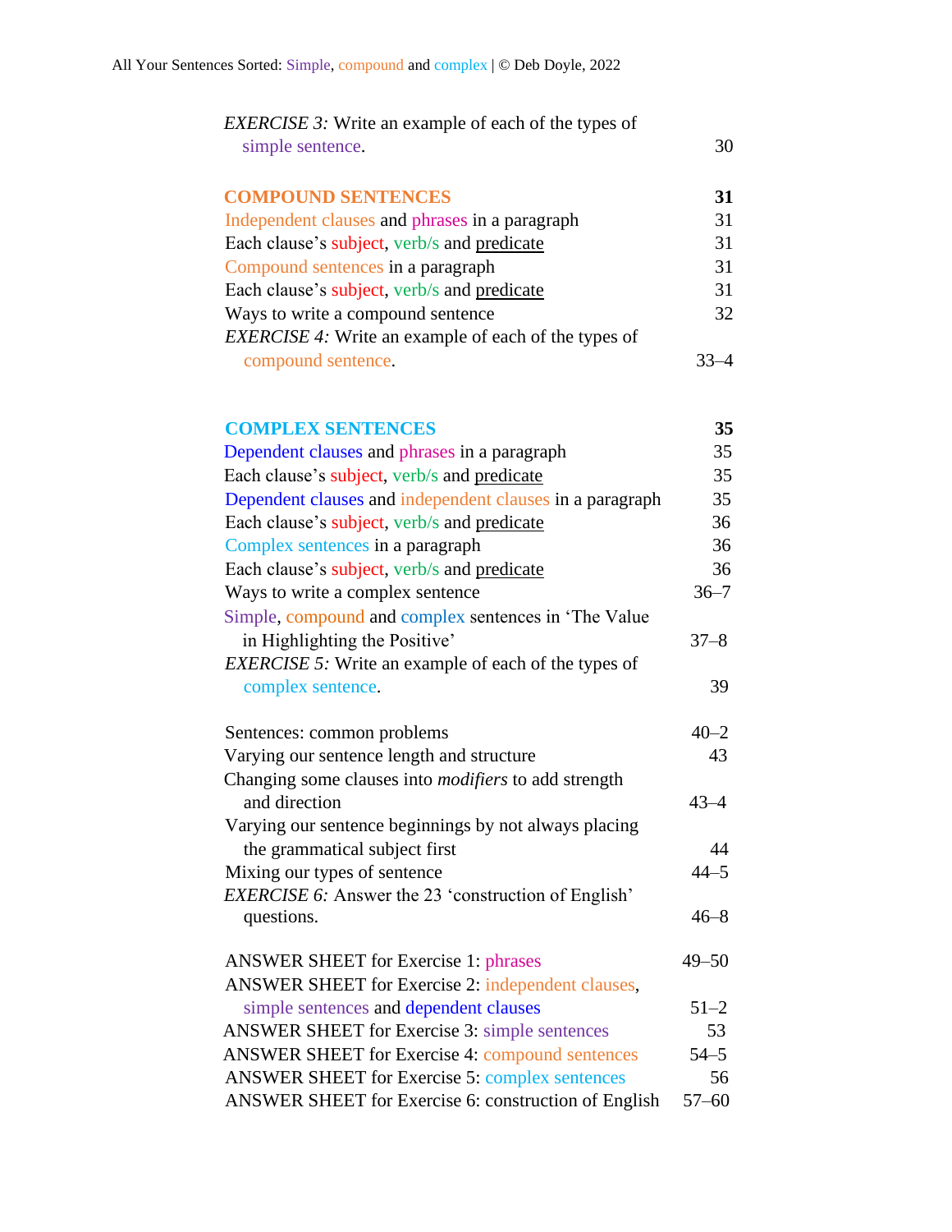*EXERCISE 3:* Write an example of each of the types of simple sentence. 30

**COMPOUND SENTENCES** **31**

Independent clauses and phrases in a paragraph 31
Each clause's subject, verb/s and <u>predicate</u> 31
Compound sentences in a paragraph 31
Each clause's subject, verb/s and <u>predicate</u> 31
Ways to write a compound sentence 32
*EXERCISE 4:* Write an example of each of the types of compound sentence. 33–4

**COMPLEX SENTENCES** **35**

Dependent clauses and phrases in a paragraph 35
Each clause's subject, verb/s and <u>predicate</u> 35
Dependent clauses and independent clauses in a paragraph 35
Each clause's subject, verb/s and <u>predicate</u> 36
Complex sentences in a paragraph 36
Each clause's subject, verb/s and <u>predicate</u> 36
Ways to write a complex sentence 36–7
Simple, compound and complex sentences in 'The Value in Highlighting the Positive' 37–8
*EXERCISE 5:* Write an example of each of the types of complex sentence. 39

Sentences: common problems 40–2
Varying our sentence length and structure 43
Changing some clauses into *modifiers* to add strength and direction 43–4
Varying our sentence beginnings by not always placing the grammatical subject first 44
Mixing our types of sentence 44–5
*EXERCISE 6:* Answer the 23 'construction of English' questions. 46–8

ANSWER SHEET for Exercise 1: phrases 49–50
ANSWER SHEET for Exercise 2: independent clauses, simple sentences and dependent clauses 51–2
ANSWER SHEET for Exercise 3: simple sentences 53
ANSWER SHEET for Exercise 4: compound sentences 54–5
ANSWER SHEET for Exercise 5: complex sentences 56
ANSWER SHEET for Exercise 6: construction of English 57–60